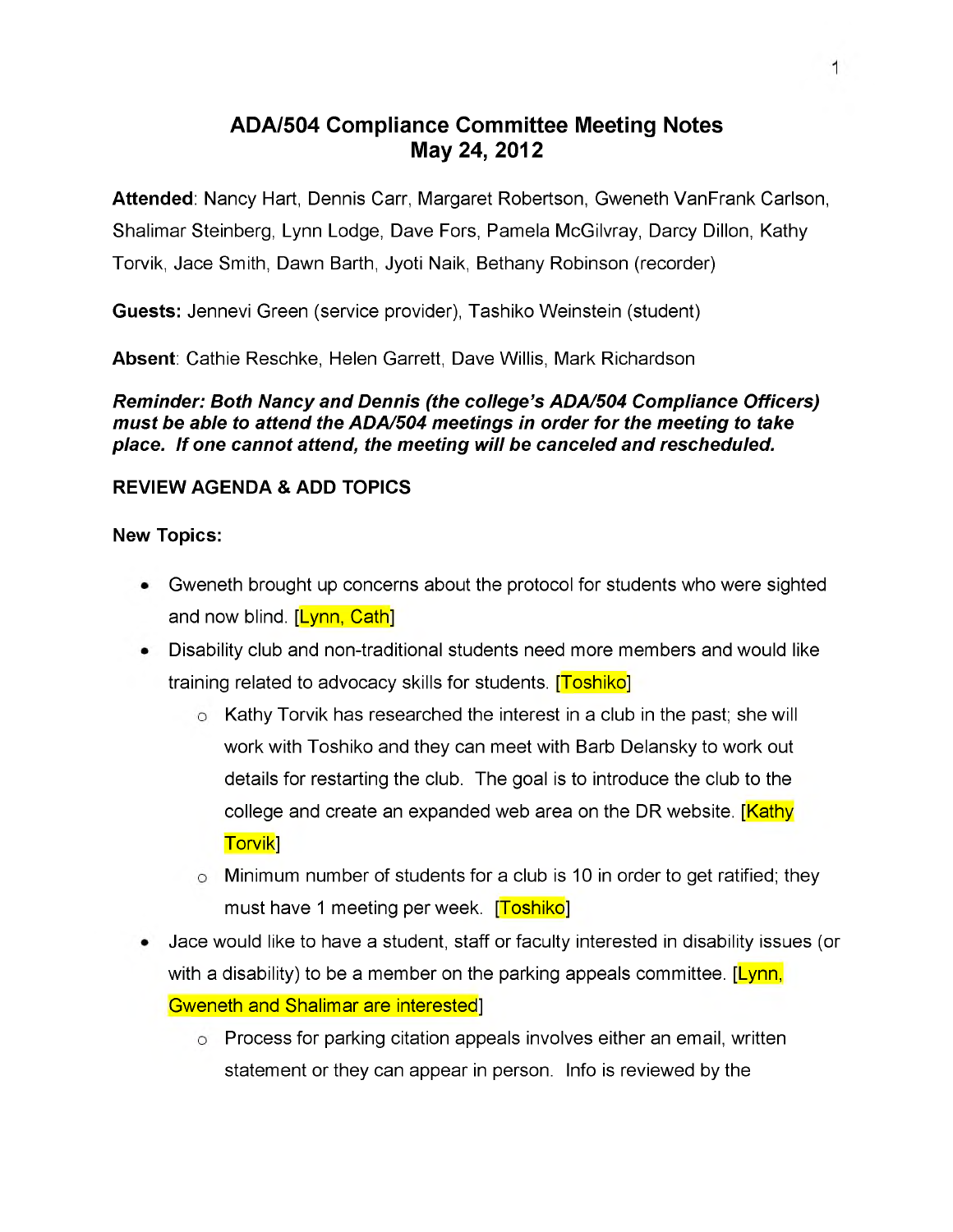# ADA/504 Compliance Committee Meeting Notes
# May 24, 2012

**Attended**: Nancy Hart, Dennis Carr, Margaret Robertson, Gweneth VanFrank Carlson, Shalimar Steinberg, Lynn Lodge, Dave Fors, Pamela McGilvray, Darcy Dillon, Kathy Torvik, Jace Smith, Dawn Barth, Jyoti Naik, Bethany Robinson (recorder)

**Guests:** Jennevi Green (service provider), Tashiko Weinstein (student)

**Absent**: Cathie Reschke, Helen Garrett, Dave Willis, Mark Richardson

***Reminder: Both Nancy and Dennis (the college's ADA/504 Compliance Officers) must be able to attend the ADA/504 meetings in order for the meeting to take place. If one cannot attend, the meeting will be canceled and rescheduled.***

**REVIEW AGENDA & ADD TOPICS**

**New Topics:**

- Gweneth brought up concerns about the protocol for students who were sighted and now blind. [Lynn, Cath]
- Disability club and non-traditional students need more members and would like training related to advocacy skills for students. [Toshiko]
  - Kathy Torvik has researched the interest in a club in the past; she will work with Toshiko and they can meet with Barb Delansky to work out details for restarting the club. The goal is to introduce the club to the college and create an expanded web area on the DR website. [Kathy Torvik]
  - Minimum number of students for a club is 10 in order to get ratified; they must have 1 meeting per week. [Toshiko]
- Jace would like to have a student, staff or faculty interested in disability issues (or with a disability) to be a member on the parking appeals committee. [Lynn, Gweneth and Shalimar are interested]
  - Process for parking citation appeals involves either an email, written statement or they can appear in person. Info is reviewed by the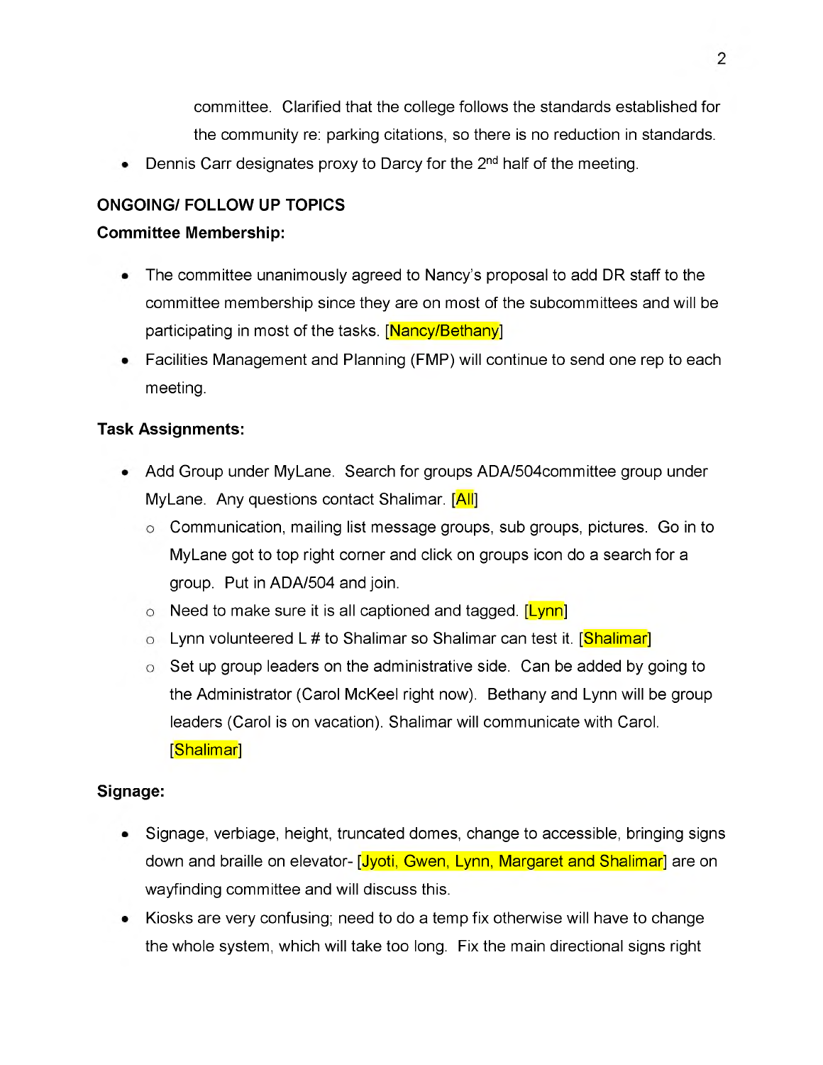committee. Clarified that the college follows the standards established for the community re: parking citations, so there is no reduction in standards.

- Dennis Carr designates proxy to Darcy for the 2nd half of the meeting.

**ONGOING/ FOLLOW UP TOPICS**

**Committee Membership:**

- The committee unanimously agreed to Nancy's proposal to add DR staff to the committee membership since they are on most of the subcommittees and will be participating in most of the tasks. [Nancy/Bethany]
- Facilities Management and Planning (FMP) will continue to send one rep to each meeting.

**Task Assignments:**

- Add Group under MyLane. Search for groups ADA/504committee group under MyLane. Any questions contact Shalimar. [All]
  - Communication, mailing list message groups, sub groups, pictures. Go in to MyLane got to top right corner and click on groups icon do a search for a group. Put in ADA/504 and join.
  - Need to make sure it is all captioned and tagged. [Lynn]
  - Lynn volunteered L # to Shalimar so Shalimar can test it. [Shalimar]
  - Set up group leaders on the administrative side. Can be added by going to the Administrator (Carol McKeel right now). Bethany and Lynn will be group leaders (Carol is on vacation). Shalimar will communicate with Carol. [Shalimar]

**Signage:**

- Signage, verbiage, height, truncated domes, change to accessible, bringing signs down and braille on elevator- [Jyoti, Gwen, Lynn, Margaret and Shalimar] are on wayfinding committee and will discuss this.
- Kiosks are very confusing; need to do a temp fix otherwise will have to change the whole system, which will take too long. Fix the main directional signs right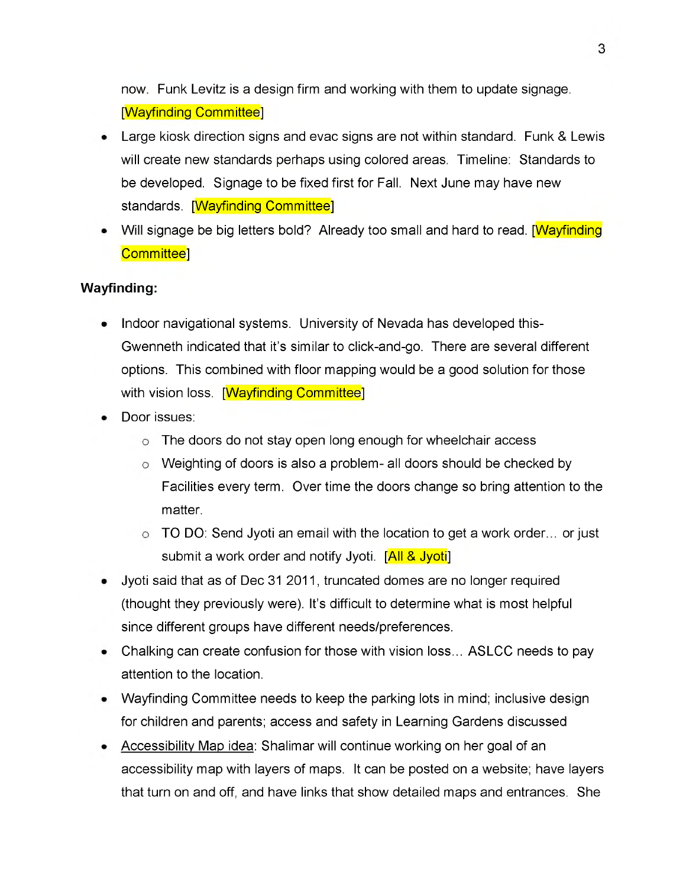now. Funk Levitz is a design firm and working with them to update signage. [Wayfinding Committee]

- Large kiosk direction signs and evac signs are not within standard. Funk & Lewis will create new standards perhaps using colored areas. Timeline: Standards to be developed. Signage to be fixed first for Fall. Next June may have new standards. [Wayfinding Committee]
- Will signage be big letters bold? Already too small and hard to read. [Wayfinding Committee]

**Wayfinding:**

- Indoor navigational systems. University of Nevada has developed this- Gwenneth indicated that it's similar to click-and-go. There are several different options. This combined with floor mapping would be a good solution for those with vision loss. [Wayfinding Committee]
- Door issues:
    - The doors do not stay open long enough for wheelchair access
    - Weighting of doors is also a problem- all doors should be checked by Facilities every term. Over time the doors change so bring attention to the matter.
    - TO DO: Send Jyoti an email with the location to get a work order… or just submit a work order and notify Jyoti. [All & Jyoti]
- Jyoti said that as of Dec 31 2011, truncated domes are no longer required (thought they previously were). It's difficult to determine what is most helpful since different groups have different needs/preferences.
- Chalking can create confusion for those with vision loss… ASLCC needs to pay attention to the location.
- Wayfinding Committee needs to keep the parking lots in mind; inclusive design for children and parents; access and safety in Learning Gardens discussed
- Accessibility Map idea: Shalimar will continue working on her goal of an accessibility map with layers of maps. It can be posted on a website; have layers that turn on and off, and have links that show detailed maps and entrances. She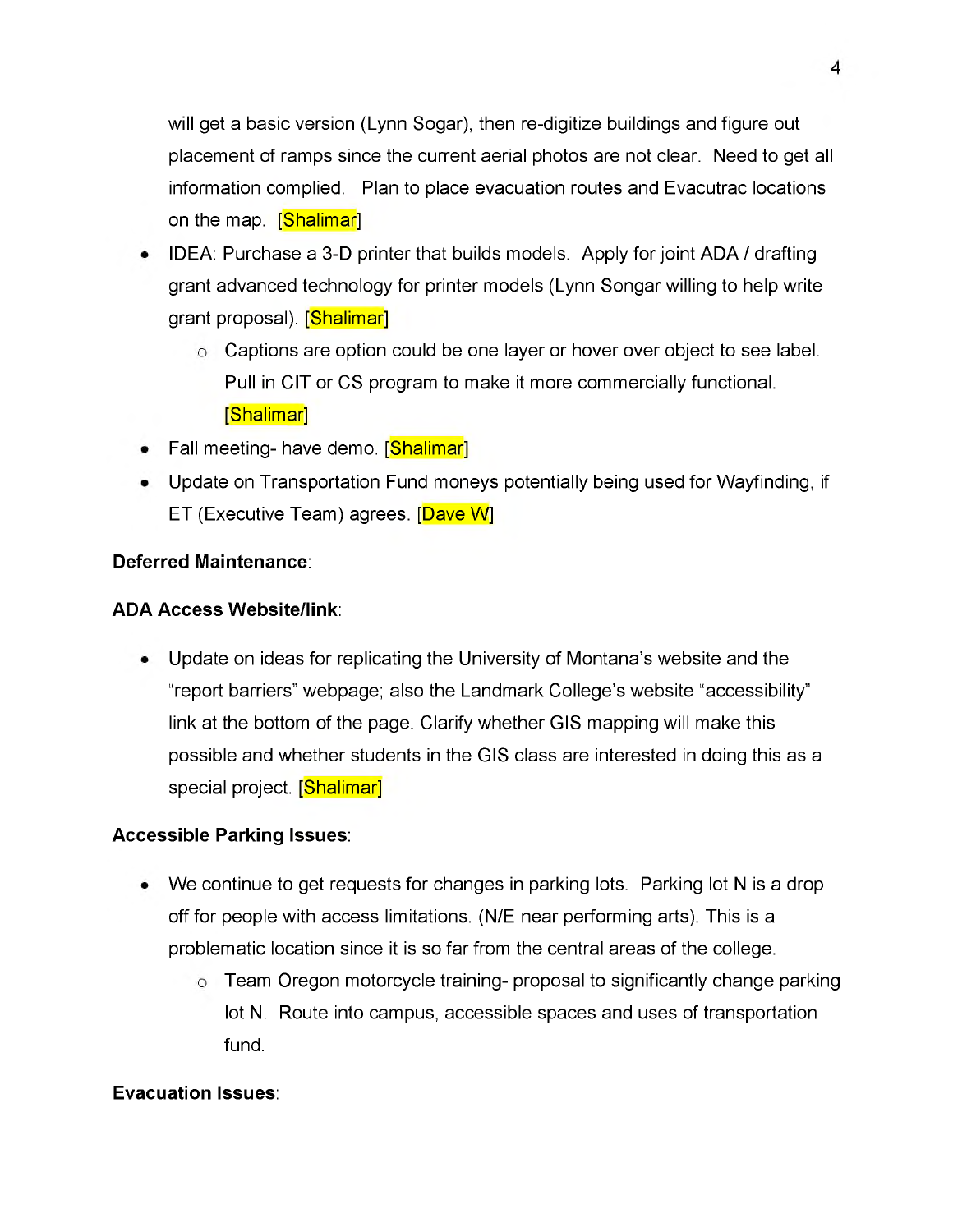will get a basic version (Lynn Sogar), then re-digitize buildings and figure out placement of ramps since the current aerial photos are not clear. Need to get all information complied. Plan to place evacuation routes and Evacutrac locations on the map. [Shalimar]

- IDEA: Purchase a 3-D printer that builds models. Apply for joint ADA / drafting grant advanced technology for printer models (Lynn Songar willing to help write grant proposal). [Shalimar]
  - Captions are option could be one layer or hover over object to see label. Pull in CIT or CS program to make it more commercially functional. [Shalimar]
- Fall meeting- have demo. [Shalimar]
- Update on Transportation Fund moneys potentially being used for Wayfinding, if ET (Executive Team) agrees. [Dave W]

**Deferred Maintenance**:

**ADA Access Website/link**:

- Update on ideas for replicating the University of Montana's website and the "report barriers" webpage; also the Landmark College's website "accessibility" link at the bottom of the page. Clarify whether GIS mapping will make this possible and whether students in the GIS class are interested in doing this as a special project. [Shalimar]

**Accessible Parking Issues**:

- We continue to get requests for changes in parking lots. Parking lot N is a drop off for people with access limitations. (N/E near performing arts). This is a problematic location since it is so far from the central areas of the college.
  - Team Oregon motorcycle training- proposal to significantly change parking lot N. Route into campus, accessible spaces and uses of transportation fund.

**Evacuation Issues**: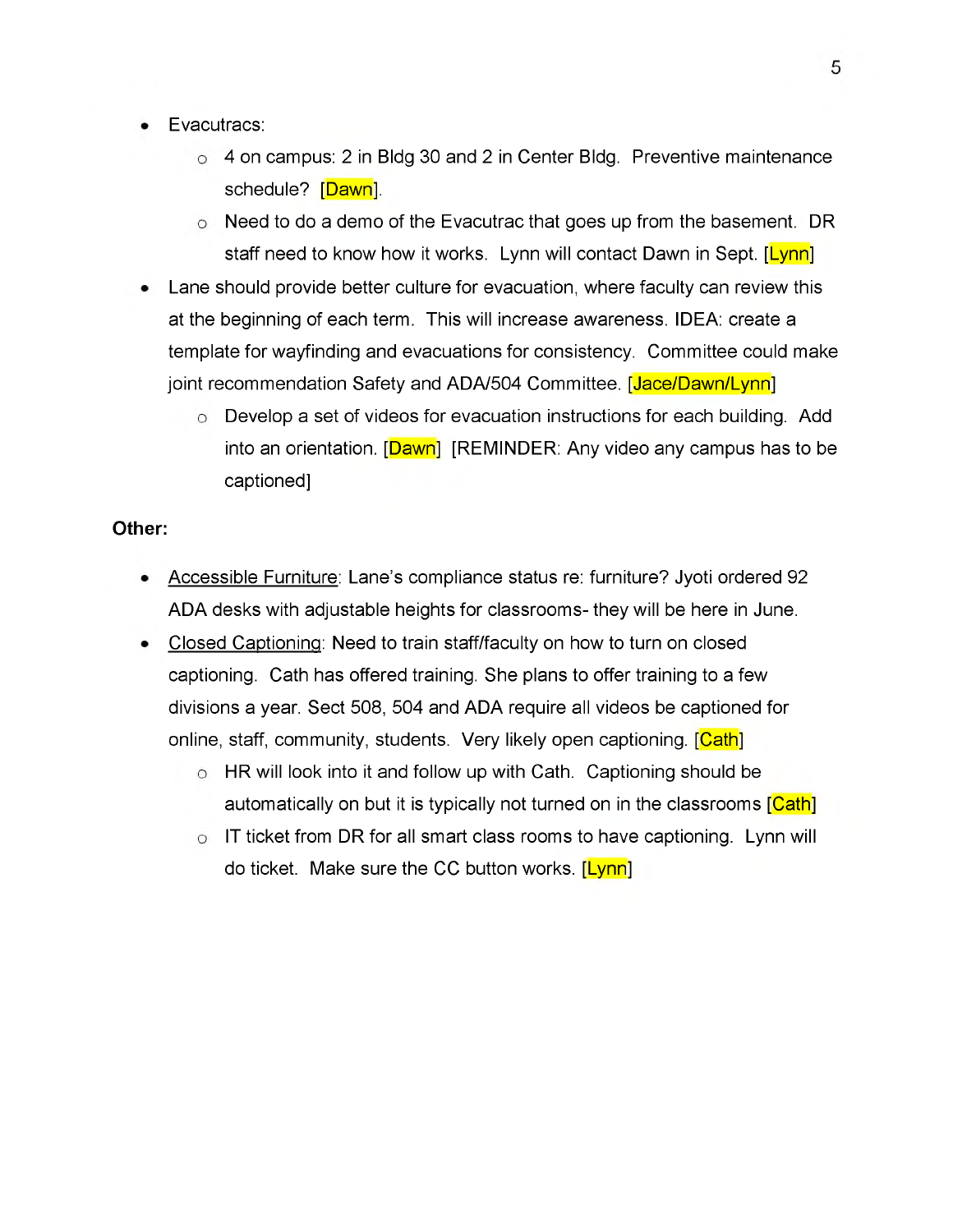- Evacutracs:
  - 4 on campus: 2 in Bldg 30 and 2 in Center Bldg. Preventive maintenance schedule? [Dawn].
  - Need to do a demo of the Evacutrac that goes up from the basement. DR staff need to know how it works. Lynn will contact Dawn in Sept. [Lynn]
- Lane should provide better culture for evacuation, where faculty can review this at the beginning of each term. This will increase awareness. IDEA: create a template for wayfinding and evacuations for consistency. Committee could make joint recommendation Safety and ADA/504 Committee. [Jace/Dawn/Lynn]
  - Develop a set of videos for evacuation instructions for each building. Add into an orientation. [Dawn] [REMINDER: Any video any campus has to be captioned]

**Other:**

- <u>Accessible Furniture</u>: Lane's compliance status re: furniture? Jyoti ordered 92 ADA desks with adjustable heights for classrooms- they will be here in June.
- <u>Closed Captioning</u>: Need to train staff/faculty on how to turn on closed captioning. Cath has offered training. She plans to offer training to a few divisions a year. Sect 508, 504 and ADA require all videos be captioned for online, staff, community, students. Very likely open captioning. [Cath]
  - HR will look into it and follow up with Cath. Captioning should be automatically on but it is typically not turned on in the classrooms [Cath]
  - IT ticket from DR for all smart class rooms to have captioning. Lynn will do ticket. Make sure the CC button works. [Lynn]